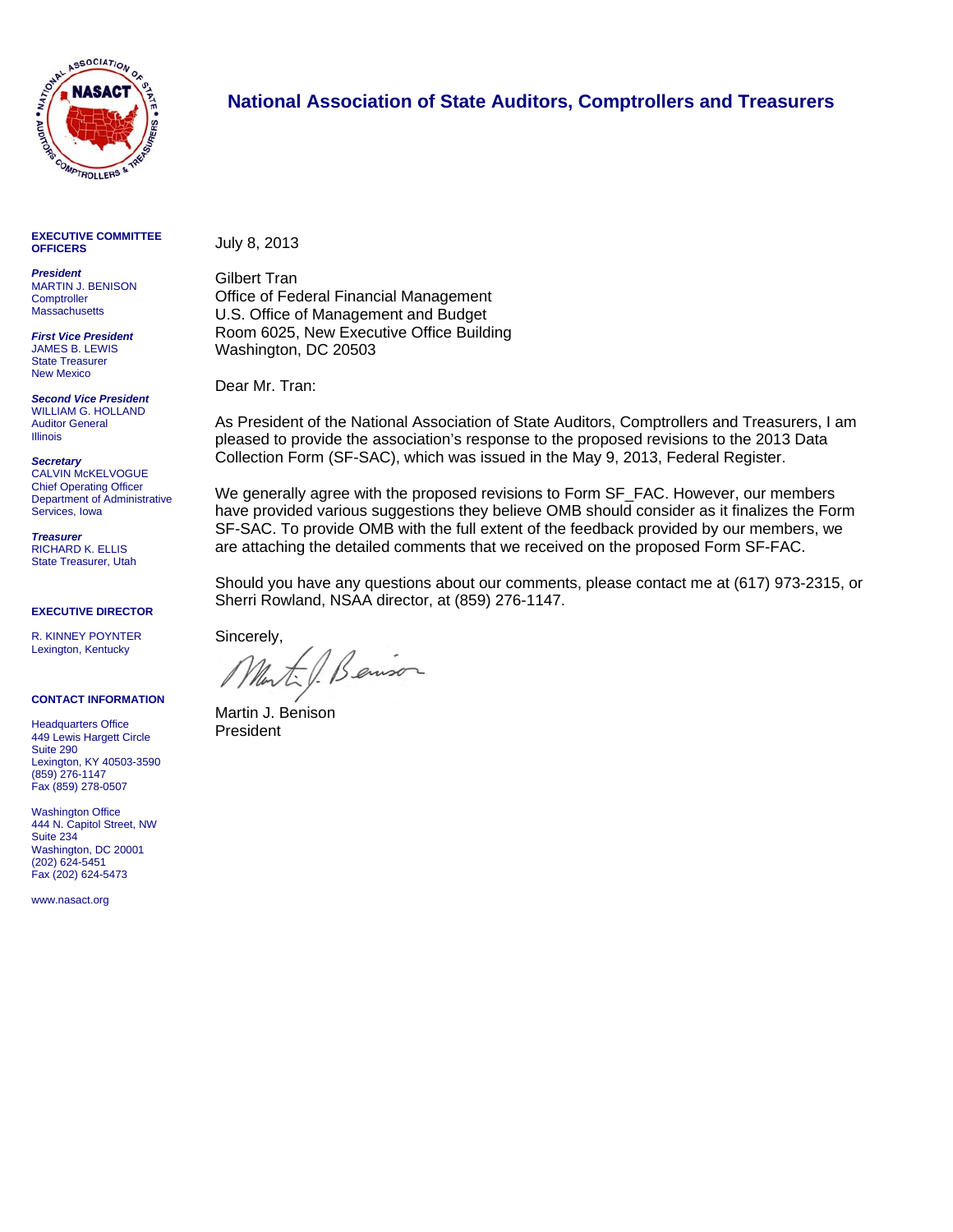# National Association of State Auditors, Comptrollers and Treasurers

**EXECUTIVE COMMITTEE OFFICERS**

***President***
MARTIN J. BENISON
Comptroller
Massachusetts

***First Vice President***
JAMES B. LEWIS
State Treasurer
New Mexico

***Second Vice President***
WILLIAM G. HOLLAND
Auditor General
Illinois

***Secretary***
CALVIN McKELVOGUE
Chief Operating Officer
Department of Administrative Services, Iowa

***Treasurer***
RICHARD K. ELLIS
State Treasurer, Utah

**EXECUTIVE DIRECTOR**

R. KINNEY POYNTER
Lexington, Kentucky

**CONTACT INFORMATION**

Headquarters Office
449 Lewis Hargett Circle
Suite 290
Lexington, KY 40503-3590
(859) 276-1147
Fax (859) 278-0507

Washington Office
444 N. Capitol Street, NW
Suite 234
Washington, DC 20001
(202) 624-5451
Fax (202) 624-5473

www.nasact.org

---

July 8, 2013

Gilbert Tran
Office of Federal Financial Management
U.S. Office of Management and Budget
Room 6025, New Executive Office Building
Washington, DC 20503

Dear Mr. Tran:

As President of the National Association of State Auditors, Comptrollers and Treasurers, I am pleased to provide the association's response to the proposed revisions to the 2013 Data Collection Form (SF-SAC), which was issued in the May 9, 2013, Federal Register.

We generally agree with the proposed revisions to Form SF_FAC. However, our members have provided various suggestions they believe OMB should consider as it finalizes the Form SF-SAC. To provide OMB with the full extent of the feedback provided by our members, we are attaching the detailed comments that we received on the proposed Form SF-FAC.

Should you have any questions about our comments, please contact me at (617) 973-2315, or Sherri Rowland, NSAA director, at (859) 276-1147.

Sincerely,

Martin J. Benison
President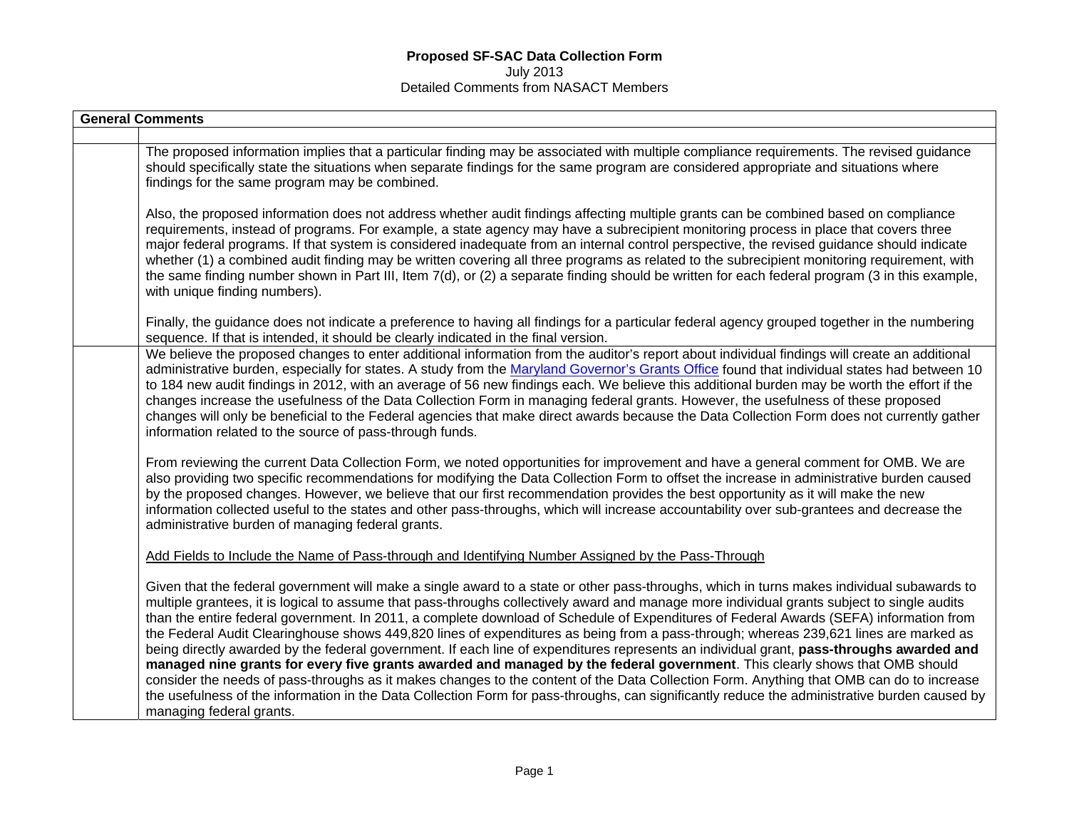**Proposed SF-SAC Data Collection Form**
July 2013
Detailed Comments from NASACT Members

| General Comments | |
|---|---|
| | |
| | The proposed information implies that a particular finding may be associated with multiple compliance requirements. The revised guidance should specifically state the situations when separate findings for the same program are considered appropriate and situations where findings for the same program may be combined.<br><br>Also, the proposed information does not address whether audit findings affecting multiple grants can be combined based on compliance requirements, instead of programs. For example, a state agency may have a subrecipient monitoring process in place that covers three major federal programs. If that system is considered inadequate from an internal control perspective, the revised guidance should indicate whether (1) a combined audit finding may be written covering all three programs as related to the subrecipient monitoring requirement, with the same finding number shown in Part III, Item 7(d), or (2) a separate finding should be written for each federal program (3 in this example, with unique finding numbers).<br><br>Finally, the guidance does not indicate a preference to having all findings for a particular federal agency grouped together in the numbering sequence. If that is intended, it should be clearly indicated in the final version. |
| | We believe the proposed changes to enter additional information from the auditor's report about individual findings will create an additional administrative burden, especially for states. A study from the Maryland Governor's Grants Office found that individual states had between 10 to 184 new audit findings in 2012, with an average of 56 new findings each. We believe this additional burden may be worth the effort if the changes increase the usefulness of the Data Collection Form in managing federal grants. However, the usefulness of these proposed changes will only be beneficial to the Federal agencies that make direct awards because the Data Collection Form does not currently gather information related to the source of pass-through funds.<br><br>From reviewing the current Data Collection Form, we noted opportunities for improvement and have a general comment for OMB. We are also providing two specific recommendations for modifying the Data Collection Form to offset the increase in administrative burden caused by the proposed changes. However, we believe that our first recommendation provides the best opportunity as it will make the new information collected useful to the states and other pass-throughs, which will increase accountability over sub-grantees and decrease the administrative burden of managing federal grants.<br><br>Add Fields to Include the Name of Pass-through and Identifying Number Assigned by the Pass-Through<br><br>Given that the federal government will make a single award to a state or other pass-throughs, which in turns makes individual subawards to multiple grantees, it is logical to assume that pass-throughs collectively award and manage more individual grants subject to single audits than the entire federal government. In 2011, a complete download of Schedule of Expenditures of Federal Awards (SEFA) information from the Federal Audit Clearinghouse shows 449,820 lines of expenditures as being from a pass-through; whereas 239,621 lines are marked as being directly awarded by the federal government. If each line of expenditures represents an individual grant, **pass-throughs awarded and managed nine grants for every five grants awarded and managed by the federal government**. This clearly shows that OMB should consider the needs of pass-throughs as it makes changes to the content of the Data Collection Form. Anything that OMB can do to increase the usefulness of the information in the Data Collection Form for pass-throughs, can significantly reduce the administrative burden caused by managing federal grants. |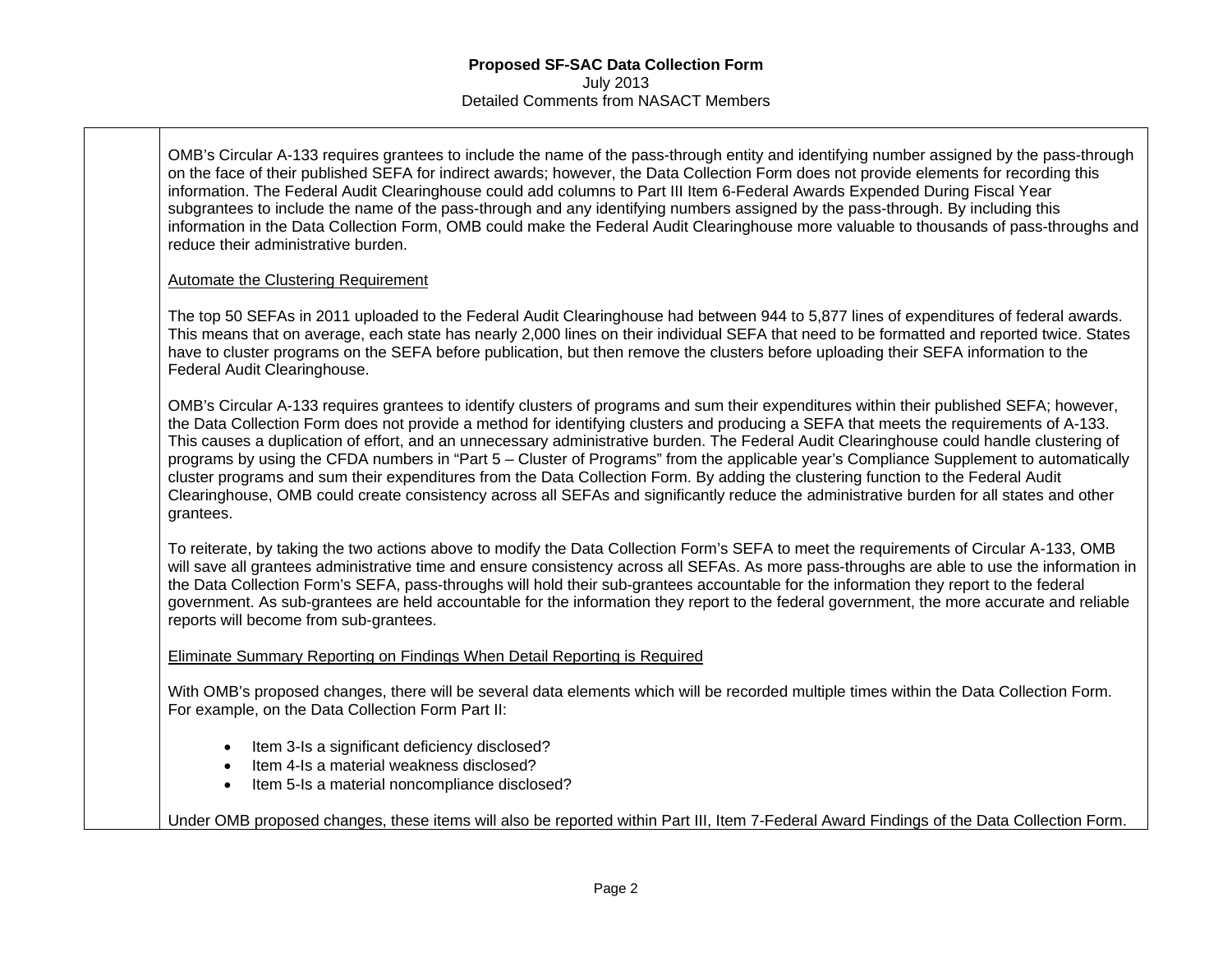OMB's Circular A-133 requires grantees to include the name of the pass-through entity and identifying number assigned by the pass-through on the face of their published SEFA for indirect awards; however, the Data Collection Form does not provide elements for recording this information. The Federal Audit Clearinghouse could add columns to Part III Item 6-Federal Awards Expended During Fiscal Year subgrantees to include the name of the pass-through and any identifying numbers assigned by the pass-through. By including this information in the Data Collection Form, OMB could make the Federal Audit Clearinghouse more valuable to thousands of pass-throughs and reduce their administrative burden.

Automate the Clustering Requirement

The top 50 SEFAs in 2011 uploaded to the Federal Audit Clearinghouse had between 944 to 5,877 lines of expenditures of federal awards. This means that on average, each state has nearly 2,000 lines on their individual SEFA that need to be formatted and reported twice. States have to cluster programs on the SEFA before publication, but then remove the clusters before uploading their SEFA information to the Federal Audit Clearinghouse.

OMB's Circular A-133 requires grantees to identify clusters of programs and sum their expenditures within their published SEFA; however, the Data Collection Form does not provide a method for identifying clusters and producing a SEFA that meets the requirements of A-133. This causes a duplication of effort, and an unnecessary administrative burden. The Federal Audit Clearinghouse could handle clustering of programs by using the CFDA numbers in "Part 5 – Cluster of Programs" from the applicable year's Compliance Supplement to automatically cluster programs and sum their expenditures from the Data Collection Form. By adding the clustering function to the Federal Audit Clearinghouse, OMB could create consistency across all SEFAs and significantly reduce the administrative burden for all states and other grantees.

To reiterate, by taking the two actions above to modify the Data Collection Form's SEFA to meet the requirements of Circular A-133, OMB will save all grantees administrative time and ensure consistency across all SEFAs. As more pass-throughs are able to use the information in the Data Collection Form's SEFA, pass-throughs will hold their sub-grantees accountable for the information they report to the federal government. As sub-grantees are held accountable for the information they report to the federal government, the more accurate and reliable reports will become from sub-grantees.

Eliminate Summary Reporting on Findings When Detail Reporting is Required

With OMB's proposed changes, there will be several data elements which will be recorded multiple times within the Data Collection Form. For example, on the Data Collection Form Part II:

- Item 3-Is a significant deficiency disclosed?
- Item 4-Is a material weakness disclosed?
- Item 5-Is a material noncompliance disclosed?

Under OMB proposed changes, these items will also be reported within Part III, Item 7-Federal Award Findings of the Data Collection Form.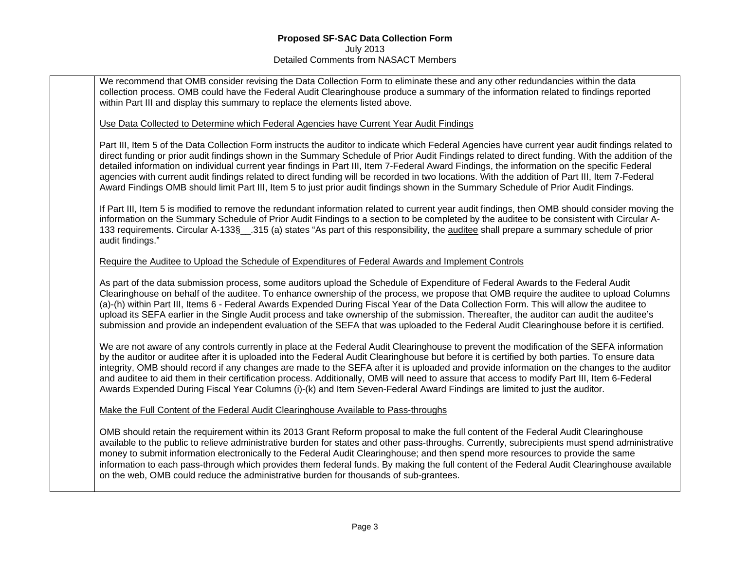We recommend that OMB consider revising the Data Collection Form to eliminate these and any other redundancies within the data collection process. OMB could have the Federal Audit Clearinghouse produce a summary of the information related to findings reported within Part III and display this summary to replace the elements listed above.

Use Data Collected to Determine which Federal Agencies have Current Year Audit Findings

Part III, Item 5 of the Data Collection Form instructs the auditor to indicate which Federal Agencies have current year audit findings related to direct funding or prior audit findings shown in the Summary Schedule of Prior Audit Findings related to direct funding. With the addition of the detailed information on individual current year findings in Part III, Item 7-Federal Award Findings, the information on the specific Federal agencies with current audit findings related to direct funding will be recorded in two locations. With the addition of Part III, Item 7-Federal Award Findings OMB should limit Part III, Item 5 to just prior audit findings shown in the Summary Schedule of Prior Audit Findings.

If Part III, Item 5 is modified to remove the redundant information related to current year audit findings, then OMB should consider moving the information on the Summary Schedule of Prior Audit Findings to a section to be completed by the auditee to be consistent with Circular A-133 requirements. Circular A-133§__.315 (a) states "As part of this responsibility, the auditee shall prepare a summary schedule of prior audit findings."

Require the Auditee to Upload the Schedule of Expenditures of Federal Awards and Implement Controls

As part of the data submission process, some auditors upload the Schedule of Expenditure of Federal Awards to the Federal Audit Clearinghouse on behalf of the auditee. To enhance ownership of the process, we propose that OMB require the auditee to upload Columns (a)-(h) within Part III, Items 6 - Federal Awards Expended During Fiscal Year of the Data Collection Form. This will allow the auditee to upload its SEFA earlier in the Single Audit process and take ownership of the submission. Thereafter, the auditor can audit the auditee's submission and provide an independent evaluation of the SEFA that was uploaded to the Federal Audit Clearinghouse before it is certified.

We are not aware of any controls currently in place at the Federal Audit Clearinghouse to prevent the modification of the SEFA information by the auditor or auditee after it is uploaded into the Federal Audit Clearinghouse but before it is certified by both parties. To ensure data integrity, OMB should record if any changes are made to the SEFA after it is uploaded and provide information on the changes to the auditor and auditee to aid them in their certification process. Additionally, OMB will need to assure that access to modify Part III, Item 6-Federal Awards Expended During Fiscal Year Columns (i)-(k) and Item Seven-Federal Award Findings are limited to just the auditor.

Make the Full Content of the Federal Audit Clearinghouse Available to Pass-throughs

OMB should retain the requirement within its 2013 Grant Reform proposal to make the full content of the Federal Audit Clearinghouse available to the public to relieve administrative burden for states and other pass-throughs. Currently, subrecipients must spend administrative money to submit information electronically to the Federal Audit Clearinghouse; and then spend more resources to provide the same information to each pass-through which provides them federal funds. By making the full content of the Federal Audit Clearinghouse available on the web, OMB could reduce the administrative burden for thousands of sub-grantees.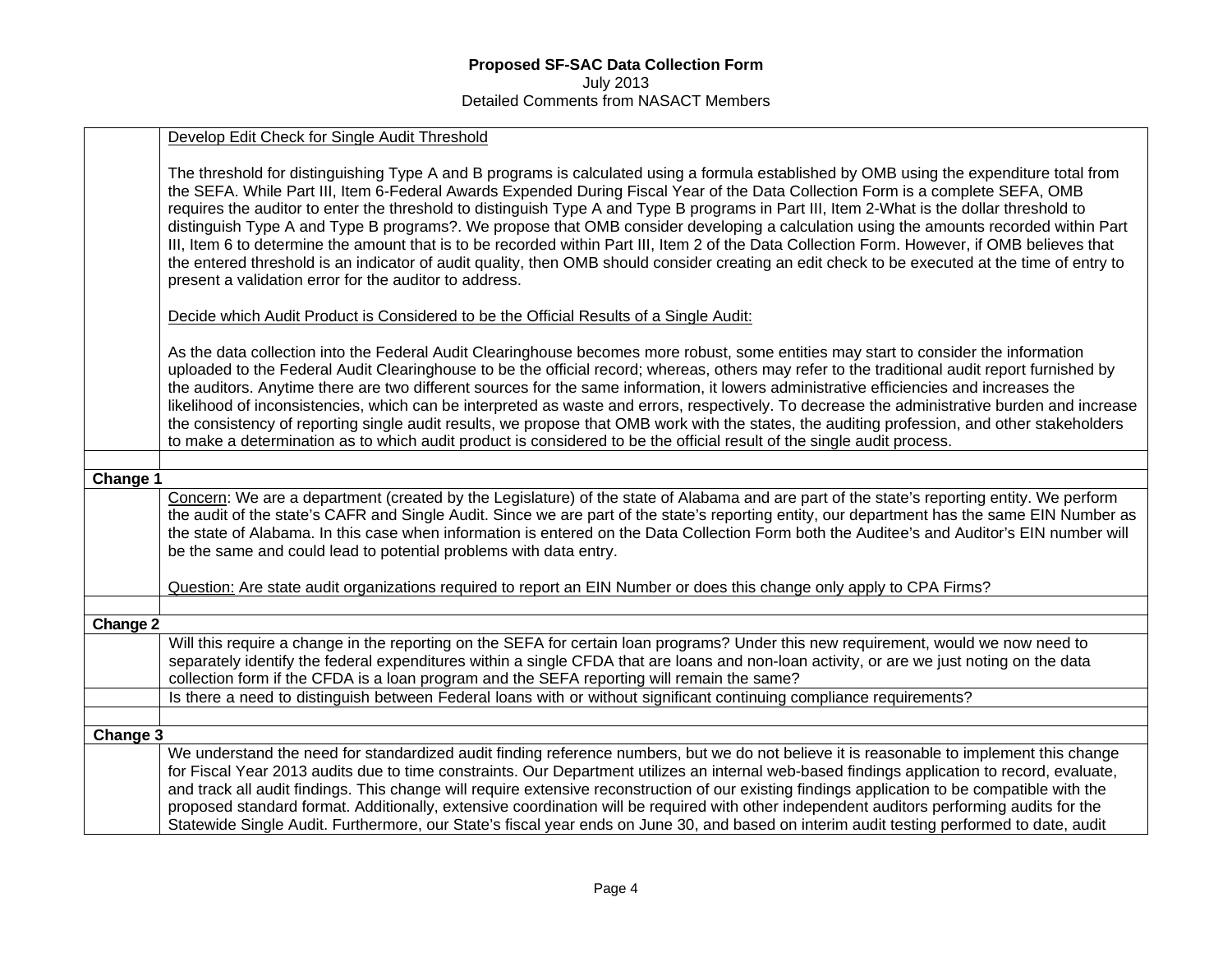# Proposed SF-SAC Data Collection Form

July 2013

Detailed Comments from NASACT Members

| | |
|---|---|
| | Develop Edit Check for Single Audit Threshold<br><br>The threshold for distinguishing Type A and B programs is calculated using a formula established by OMB using the expenditure total from the SEFA. While Part III, Item 6-Federal Awards Expended During Fiscal Year of the Data Collection Form is a complete SEFA, OMB requires the auditor to enter the threshold to distinguish Type A and Type B programs in Part III, Item 2-What is the dollar threshold to distinguish Type A and Type B programs?. We propose that OMB consider developing a calculation using the amounts recorded within Part III, Item 6 to determine the amount that is to be recorded within Part III, Item 2 of the Data Collection Form. However, if OMB believes that the entered threshold is an indicator of audit quality, then OMB should consider creating an edit check to be executed at the time of entry to present a validation error for the auditor to address.<br><br>Decide which Audit Product is Considered to be the Official Results of a Single Audit:<br><br>As the data collection into the Federal Audit Clearinghouse becomes more robust, some entities may start to consider the information uploaded to the Federal Audit Clearinghouse to be the official record; whereas, others may refer to the traditional audit report furnished by the auditors. Anytime there are two different sources for the same information, it lowers administrative efficiencies and increases the likelihood of inconsistencies, which can be interpreted as waste and errors, respectively. To decrease the administrative burden and increase the consistency of reporting single audit results, we propose that OMB work with the states, the auditing profession, and other stakeholders to make a determination as to which audit product is considered to be the official result of the single audit process. |
| | |
| **Change 1** | |
| | Concern: We are a department (created by the Legislature) of the state of Alabama and are part of the state's reporting entity. We perform the audit of the state's CAFR and Single Audit. Since we are part of the state's reporting entity, our department has the same EIN Number as the state of Alabama. In this case when information is entered on the Data Collection Form both the Auditee's and Auditor's EIN number will be the same and could lead to potential problems with data entry.<br><br>Question: Are state audit organizations required to report an EIN Number or does this change only apply to CPA Firms? |
| | |
| **Change 2** | |
| | Will this require a change in the reporting on the SEFA for certain loan programs? Under this new requirement, would we now need to separately identify the federal expenditures within a single CFDA that are loans and non-loan activity, or are we just noting on the data collection form if the CFDA is a loan program and the SEFA reporting will remain the same? |
| | Is there a need to distinguish between Federal loans with or without significant continuing compliance requirements? |
| | |
| **Change 3** | |
| | We understand the need for standardized audit finding reference numbers, but we do not believe it is reasonable to implement this change for Fiscal Year 2013 audits due to time constraints. Our Department utilizes an internal web-based findings application to record, evaluate, and track all audit findings. This change will require extensive reconstruction of our existing findings application to be compatible with the proposed standard format. Additionally, extensive coordination will be required with other independent auditors performing audits for the Statewide Single Audit. Furthermore, our State's fiscal year ends on June 30, and based on interim audit testing performed to date, audit |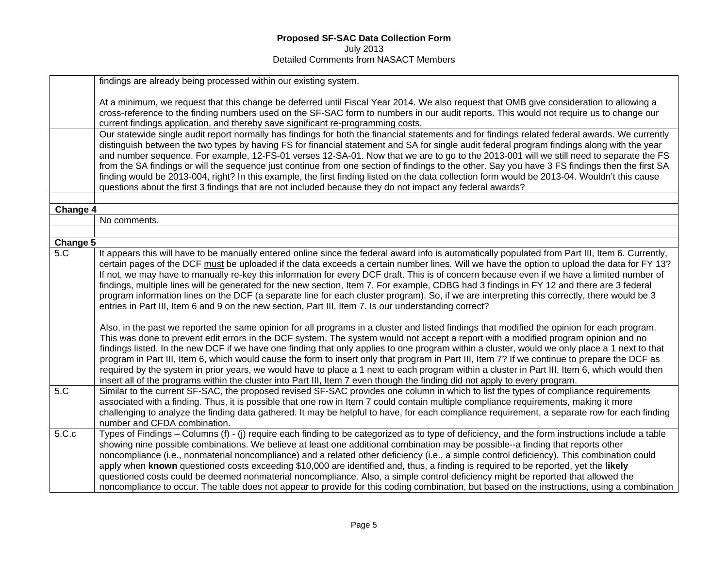| | |
|---|---|
| | findings are already being processed within our existing system.<br><br>At a minimum, we request that this change be deferred until Fiscal Year 2014. We also request that OMB give consideration to allowing a cross-reference to the finding numbers used on the SF-SAC form to numbers in our audit reports. This would not require us to change our current findings application, and thereby save significant re-programming costs. |
| | Our statewide single audit report normally has findings for both the financial statements and for findings related federal awards. We currently distinguish between the two types by having FS for financial statement and SA for single audit federal program findings along with the year and number sequence. For example, 12-FS-01 verses 12-SA-01. Now that we are to go to the 2013-001 will we still need to separate the FS from the SA findings or will the sequence just continue from one section of findings to the other. Say you have 3 FS findings then the first SA finding would be 2013-004, right? In this example, the first finding listed on the data collection form would be 2013-04. Wouldn't this cause questions about the first 3 findings that are not included because they do not impact any federal awards? |
| | |
| **Change 4** | |
| | No comments. |
| | |
| **Change 5** | |
| 5.C | It appears this will have to be manually entered online since the federal award info is automatically populated from Part III, Item 6. Currently, certain pages of the DCF must be uploaded if the data exceeds a certain number lines. Will we have the option to upload the data for FY 13? If not, we may have to manually re-key this information for every DCF draft. This is of concern because even if we have a limited number of findings, multiple lines will be generated for the new section, Item 7. For example, CDBG had 3 findings in FY 12 and there are 3 federal program information lines on the DCF (a separate line for each cluster program). So, if we are interpreting this correctly, there would be 3 entries in Part III, Item 6 and 9 on the new section, Part III, Item 7. Is our understanding correct?<br><br>Also, in the past we reported the same opinion for all programs in a cluster and listed findings that modified the opinion for each program. This was done to prevent edit errors in the DCF system. The system would not accept a report with a modified program opinion and no findings listed. In the new DCF if we have one finding that only applies to one program within a cluster, would we only place a 1 next to that program in Part III, Item 6, which would cause the form to insert only that program in Part III, Item 7? If we continue to prepare the DCF as required by the system in prior years, we would have to place a 1 next to each program within a cluster in Part III, Item 6, which would then insert all of the programs within the cluster into Part III, Item 7 even though the finding did not apply to every program. |
| 5.C | Similar to the current SF-SAC, the proposed revised SF-SAC provides one column in which to list the types of compliance requirements associated with a finding. Thus, it is possible that one row in Item 7 could contain multiple compliance requirements, making it more challenging to analyze the finding data gathered. It may be helpful to have, for each compliance requirement, a separate row for each finding number and CFDA combination. |
| 5.C.c | Types of Findings – Columns (f) - (j) require each finding to be categorized as to type of deficiency, and the form instructions include a table showing nine possible combinations. We believe at least one additional combination may be possible--a finding that reports other noncompliance (i.e., nonmaterial noncompliance) and a related other deficiency (i.e., a simple control deficiency). This combination could apply when **known** questioned costs exceeding $10,000 are identified and, thus, a finding is required to be reported, yet the **likely** questioned costs could be deemed nonmaterial noncompliance. Also, a simple control deficiency might be reported that allowed the noncompliance to occur. The table does not appear to provide for this coding combination, but based on the instructions, using a combination |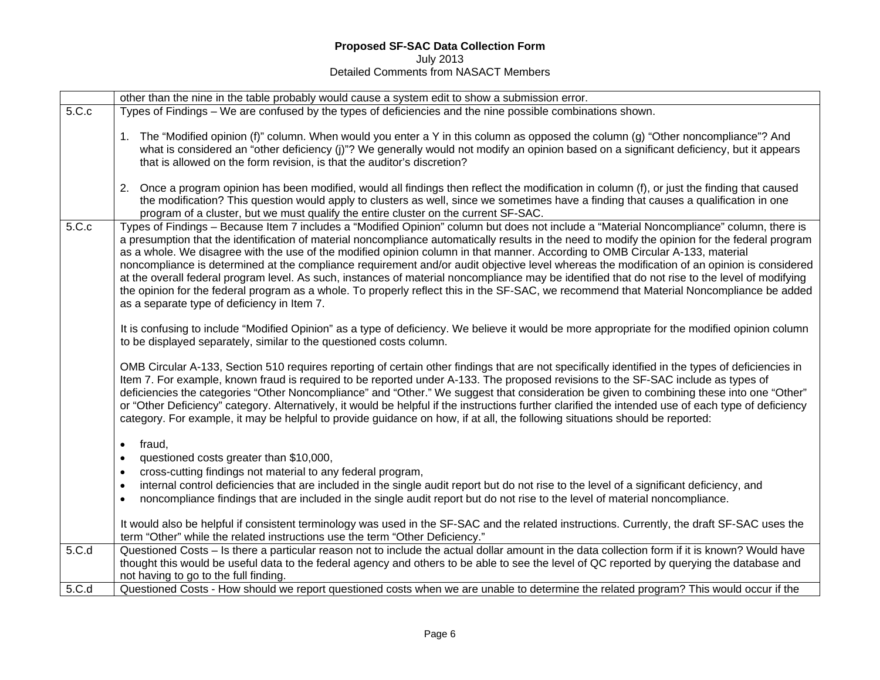| | |
|---|---|
| | other than the nine in the table probably would cause a system edit to show a submission error. |
| 5.C.c | Types of Findings – We are confused by the types of deficiencies and the nine possible combinations shown.<br><br>1. The "Modified opinion (f)" column. When would you enter a Y in this column as opposed the column (g) "Other noncompliance"? And what is considered an "other deficiency (j)"? We generally would not modify an opinion based on a significant deficiency, but it appears that is allowed on the form revision, is that the auditor's discretion?<br><br>2. Once a program opinion has been modified, would all findings then reflect the modification in column (f), or just the finding that caused the modification? This question would apply to clusters as well, since we sometimes have a finding that causes a qualification in one program of a cluster, but we must qualify the entire cluster on the current SF-SAC. |
| 5.C.c | Types of Findings – Because Item 7 includes a "Modified Opinion" column but does not include a "Material Noncompliance" column, there is a presumption that the identification of material noncompliance automatically results in the need to modify the opinion for the federal program as a whole. We disagree with the use of the modified opinion column in that manner. According to OMB Circular A-133, material noncompliance is determined at the compliance requirement and/or audit objective level whereas the modification of an opinion is considered at the overall federal program level. As such, instances of material noncompliance may be identified that do not rise to the level of modifying the opinion for the federal program as a whole. To properly reflect this in the SF-SAC, we recommend that Material Noncompliance be added as a separate type of deficiency in Item 7.<br><br>It is confusing to include "Modified Opinion" as a type of deficiency. We believe it would be more appropriate for the modified opinion column to be displayed separately, similar to the questioned costs column.<br><br>OMB Circular A-133, Section 510 requires reporting of certain other findings that are not specifically identified in the types of deficiencies in Item 7. For example, known fraud is required to be reported under A-133. The proposed revisions to the SF-SAC include as types of deficiencies the categories "Other Noncompliance" and "Other." We suggest that consideration be given to combining these into one "Other" or "Other Deficiency" category. Alternatively, it would be helpful if the instructions further clarified the intended use of each type of deficiency category. For example, it may be helpful to provide guidance on how, if at all, the following situations should be reported:<br><br>• fraud,<br>• questioned costs greater than $10,000,<br>• cross-cutting findings not material to any federal program,<br>• internal control deficiencies that are included in the single audit report but do not rise to the level of a significant deficiency, and<br>• noncompliance findings that are included in the single audit report but do not rise to the level of material noncompliance.<br><br>It would also be helpful if consistent terminology was used in the SF-SAC and the related instructions. Currently, the draft SF-SAC uses the term "Other" while the related instructions use the term "Other Deficiency." |
| 5.C.d | Questioned Costs – Is there a particular reason not to include the actual dollar amount in the data collection form if it is known? Would have thought this would be useful data to the federal agency and others to be able to see the level of QC reported by querying the database and not having to go to the full finding. |
| 5.C.d | Questioned Costs - How should we report questioned costs when we are unable to determine the related program? This would occur if the |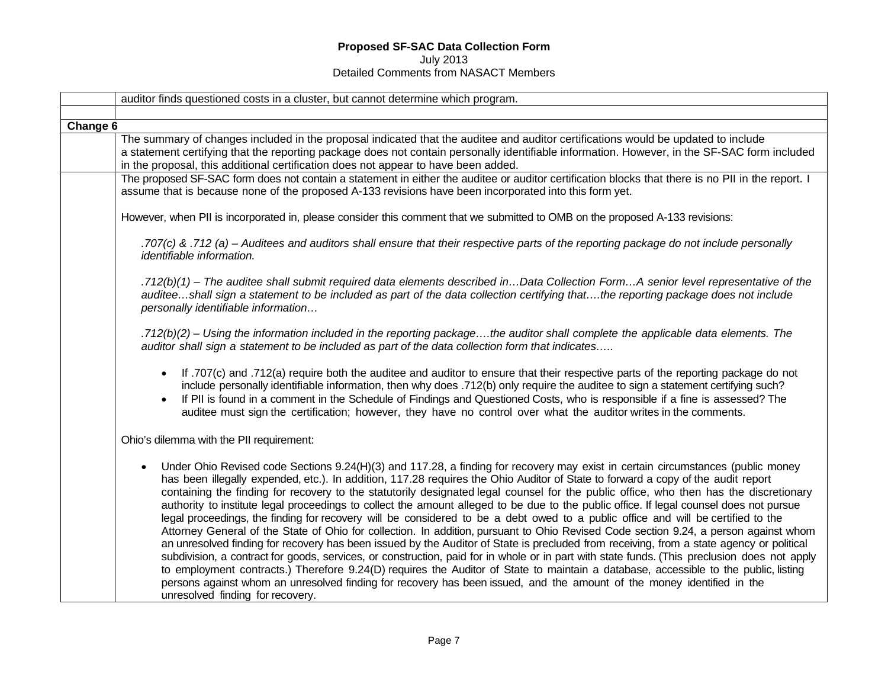| | |
|---|---|
| | auditor finds questioned costs in a cluster, but cannot determine which program. |
| | |
| **Change 6** | |
| | The summary of changes included in the proposal indicated that the auditee and auditor certifications would be updated to include a statement certifying that the reporting package does not contain personally identifiable information. However, in the SF-SAC form included in the proposal, this additional certification does not appear to have been added. |
| | The proposed SF-SAC form does not contain a statement in either the auditee or auditor certification blocks that there is no PII in the report. I assume that is because none of the proposed A-133 revisions have been incorporated into this form yet.<br><br>However, when PII is incorporated in, please consider this comment that we submitted to OMB on the proposed A-133 revisions:<br><br>*.707(c) & .712 (a) – Auditees and auditors shall ensure that their respective parts of the reporting package do not include personally identifiable information.*<br><br>*.712(b)(1) – The auditee shall submit required data elements described in…Data Collection Form…A senior level representative of the auditee…shall sign a statement to be included as part of the data collection certifying that….the reporting package does not include personally identifiable information…*<br><br>*.712(b)(2) – Using the information included in the reporting package….the auditor shall complete the applicable data elements. The auditor shall sign a statement to be included as part of the data collection form that indicates…..*<br><br>• If .707(c) and .712(a) require both the auditee and auditor to ensure that their respective parts of the reporting package do not include personally identifiable information, then why does .712(b) only require the auditee to sign a statement certifying such?<br>• If PII is found in a comment in the Schedule of Findings and Questioned Costs, who is responsible if a fine is assessed? The auditee must sign the certification; however, they have no control over what the auditor writes in the comments.<br><br>Ohio's dilemma with the PII requirement:<br><br>• Under Ohio Revised code Sections 9.24(H)(3) and 117.28, a finding for recovery may exist in certain circumstances (public money has been illegally expended, etc.). In addition, 117.28 requires the Ohio Auditor of State to forward a copy of the audit report containing the finding for recovery to the statutorily designated legal counsel for the public office, who then has the discretionary authority to institute legal proceedings to collect the amount alleged to be due to the public office. If legal counsel does not pursue legal proceedings, the finding for recovery will be considered to be a debt owed to a public office and will be certified to the Attorney General of the State of Ohio for collection. In addition, pursuant to Ohio Revised Code section 9.24, a person against whom an unresolved finding for recovery has been issued by the Auditor of State is precluded from receiving, from a state agency or political subdivision, a contract for goods, services, or construction, paid for in whole or in part with state funds. (This preclusion does not apply to employment contracts.) Therefore 9.24(D) requires the Auditor of State to maintain a database, accessible to the public, listing persons against whom an unresolved finding for recovery has been issued, and the amount of the money identified in the unresolved finding for recovery. |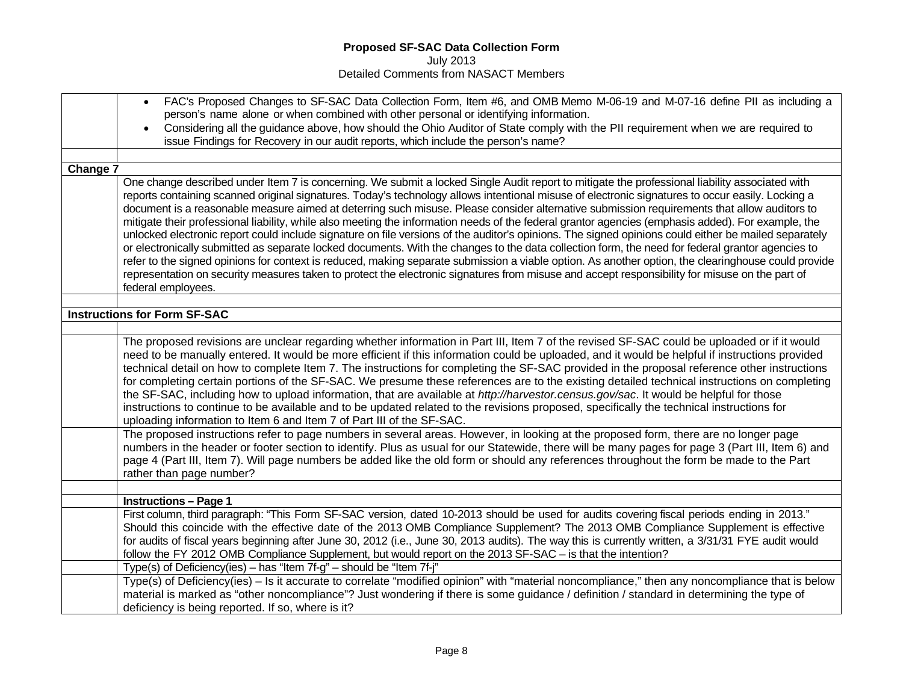**Proposed SF-SAC Data Collection Form**
July 2013
Detailed Comments from NASACT Members

| | |
|---|---|
| | • FAC's Proposed Changes to SF-SAC Data Collection Form, Item #6, and OMB Memo M-06-19 and M-07-16 define PII as including a person's name alone or when combined with other personal or identifying information.<br>• Considering all the guidance above, how should the Ohio Auditor of State comply with the PII requirement when we are required to issue Findings for Recovery in our audit reports, which include the person's name? |
| | |
| **Change 7** | |
| | One change described under Item 7 is concerning. We submit a locked Single Audit report to mitigate the professional liability associated with reports containing scanned original signatures. Today's technology allows intentional misuse of electronic signatures to occur easily. Locking a document is a reasonable measure aimed at deterring such misuse. Please consider alternative submission requirements that allow auditors to mitigate their professional liability, while also meeting the information needs of the federal grantor agencies (emphasis added). For example, the unlocked electronic report could include signature on file versions of the auditor's opinions. The signed opinions could either be mailed separately or electronically submitted as separate locked documents. With the changes to the data collection form, the need for federal grantor agencies to refer to the signed opinions for context is reduced, making separate submission a viable option. As another option, the clearinghouse could provide representation on security measures taken to protect the electronic signatures from misuse and accept responsibility for misuse on the part of federal employees. |
| | |
| **Instructions for Form SF-SAC** | |
| | |
| | The proposed revisions are unclear regarding whether information in Part III, Item 7 of the revised SF-SAC could be uploaded or if it would need to be manually entered. It would be more efficient if this information could be uploaded, and it would be helpful if instructions provided technical detail on how to complete Item 7. The instructions for completing the SF-SAC provided in the proposal reference other instructions for completing certain portions of the SF-SAC. We presume these references are to the existing detailed technical instructions on completing the SF-SAC, including how to upload information, that are available at *http://harvestor.census.gov/sac*. It would be helpful for those instructions to continue to be available and to be updated related to the revisions proposed, specifically the technical instructions for uploading information to Item 6 and Item 7 of Part III of the SF-SAC. |
| | The proposed instructions refer to page numbers in several areas. However, in looking at the proposed form, there are no longer page numbers in the header or footer section to identify. Plus as usual for our Statewide, there will be many pages for page 3 (Part III, Item 6) and page 4 (Part III, Item 7). Will page numbers be added like the old form or should any references throughout the form be made to the Part rather than page number? |
| | |
| | **Instructions – Page 1** |
| | First column, third paragraph: "This Form SF-SAC version, dated 10-2013 should be used for audits covering fiscal periods ending in 2013." Should this coincide with the effective date of the 2013 OMB Compliance Supplement? The 2013 OMB Compliance Supplement is effective for audits of fiscal years beginning after June 30, 2012 (i.e., June 30, 2013 audits). The way this is currently written, a 3/31/31 FYE audit would follow the FY 2012 OMB Compliance Supplement, but would report on the 2013 SF-SAC – is that the intention? |
| | Type(s) of Deficiency(ies) – has "Item 7f-g" – should be "Item 7f-j" |
| | Type(s) of Deficiency(ies) – Is it accurate to correlate "modified opinion" with "material noncompliance," then any noncompliance that is below material is marked as "other noncompliance"? Just wondering if there is some guidance / definition / standard in determining the type of deficiency is being reported. If so, where is it? |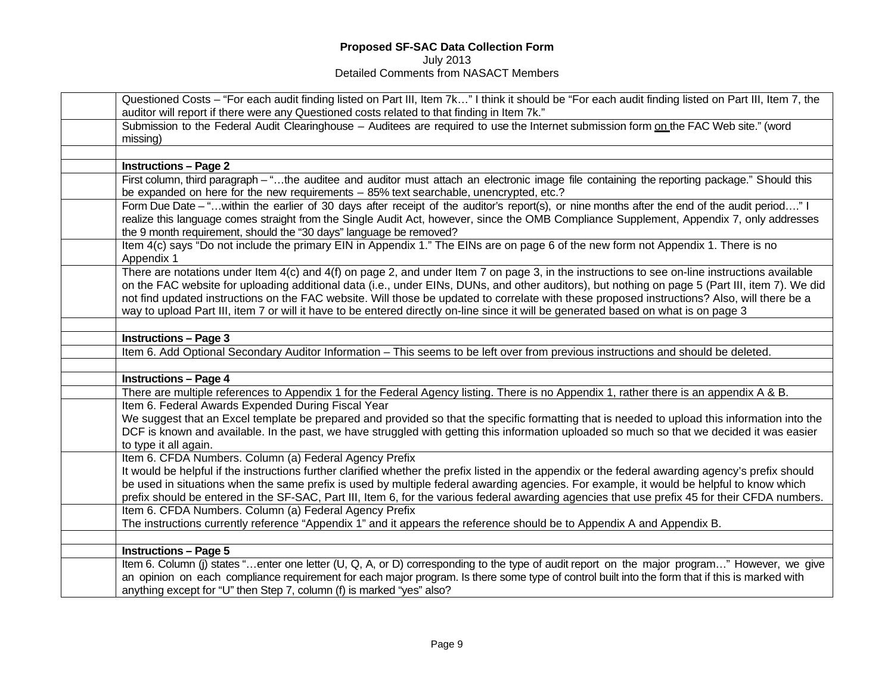**Proposed SF-SAC Data Collection Form**
July 2013
Detailed Comments from NASACT Members

| | |
|---|---|
| | Questioned Costs – "For each audit finding listed on Part III, Item 7k…" I think it should be "For each audit finding listed on Part III, Item 7, the auditor will report if there were any Questioned costs related to that finding in Item 7k." |
| | Submission to the Federal Audit Clearinghouse – Auditees are required to use the Internet submission form <u>on</u> the FAC Web site." (word missing) |
| | |
| | **Instructions – Page 2** |
| | First column, third paragraph – "…the auditee and auditor must attach an electronic image file containing the reporting package." Should this be expanded on here for the new requirements – 85% text searchable, unencrypted, etc.? |
| | Form Due Date – "…within the earlier of 30 days after receipt of the auditor's report(s), or nine months after the end of the audit period…." I realize this language comes straight from the Single Audit Act, however, since the OMB Compliance Supplement, Appendix 7, only addresses the 9 month requirement, should the "30 days" language be removed? |
| | Item 4(c) says "Do not include the primary EIN in Appendix 1." The EINs are on page 6 of the new form not Appendix 1. There is no Appendix 1 |
| | There are notations under Item 4(c) and 4(f) on page 2, and under Item 7 on page 3, in the instructions to see on-line instructions available on the FAC website for uploading additional data (i.e., under EINs, DUNs, and other auditors), but nothing on page 5 (Part III, item 7). We did not find updated instructions on the FAC website. Will those be updated to correlate with these proposed instructions? Also, will there be a way to upload Part III, item 7 or will it have to be entered directly on-line since it will be generated based on what is on page 3 |
| | |
| | **Instructions – Page 3** |
| | Item 6. Add Optional Secondary Auditor Information – This seems to be left over from previous instructions and should be deleted. |
| | |
| | **Instructions – Page 4** |
| | There are multiple references to Appendix 1 for the Federal Agency listing. There is no Appendix 1, rather there is an appendix A & B. |
| | Item 6. Federal Awards Expended During Fiscal Year<br>We suggest that an Excel template be prepared and provided so that the specific formatting that is needed to upload this information into the DCF is known and available. In the past, we have struggled with getting this information uploaded so much so that we decided it was easier to type it all again. |
| | Item 6. CFDA Numbers. Column (a) Federal Agency Prefix<br>It would be helpful if the instructions further clarified whether the prefix listed in the appendix or the federal awarding agency's prefix should be used in situations when the same prefix is used by multiple federal awarding agencies. For example, it would be helpful to know which prefix should be entered in the SF-SAC, Part III, Item 6, for the various federal awarding agencies that use prefix 45 for their CFDA numbers. |
| | Item 6. CFDA Numbers. Column (a) Federal Agency Prefix<br>The instructions currently reference "Appendix 1" and it appears the reference should be to Appendix A and Appendix B. |
| | |
| | **Instructions – Page 5** |
| | Item 6. Column (j) states "…enter one letter (U, Q, A, or D) corresponding to the type of audit report on the major program…" However, we give an opinion on each compliance requirement for each major program. Is there some type of control built into the form that if this is marked with anything except for "U" then Step 7, column (f) is marked "yes" also? |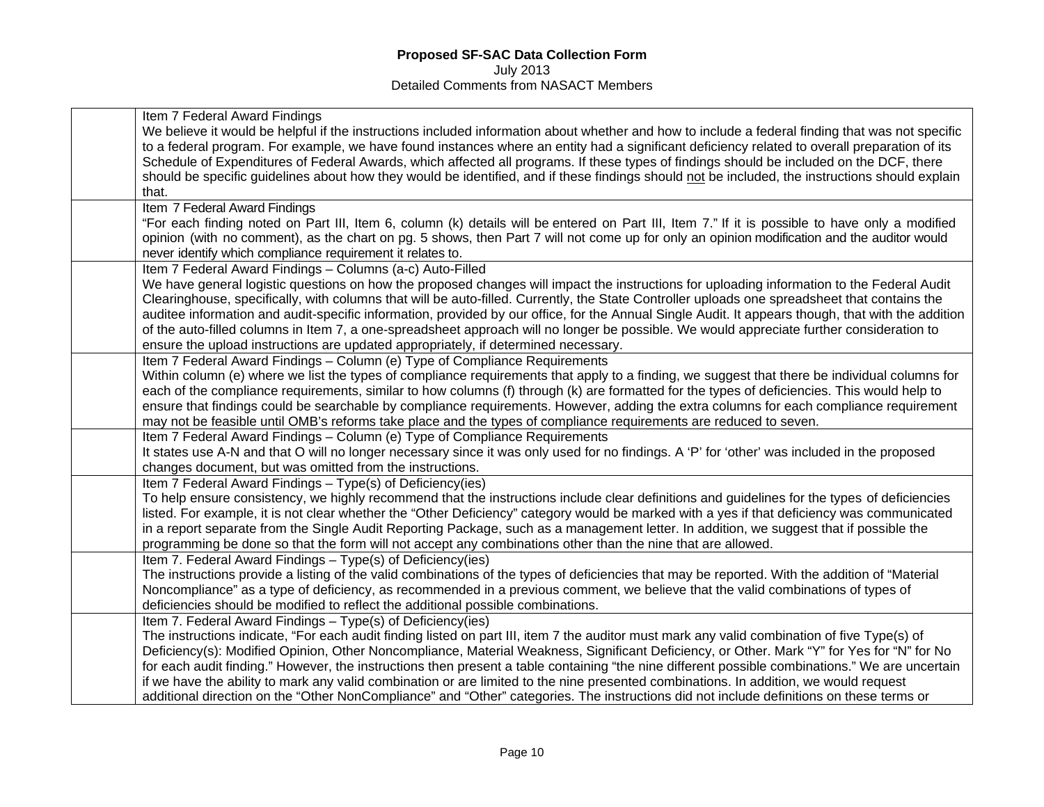# Proposed SF-SAC Data Collection Form

July 2013

Detailed Comments from NASACT Members

| | |
|---|---|
| | Item 7 Federal Award Findings<br>We believe it would be helpful if the instructions included information about whether and how to include a federal finding that was not specific to a federal program. For example, we have found instances where an entity had a significant deficiency related to overall preparation of its Schedule of Expenditures of Federal Awards, which affected all programs. If these types of findings should be included on the DCF, there should be specific guidelines about how they would be identified, and if these findings should not be included, the instructions should explain that. |
| | Item 7 Federal Award Findings<br>"For each finding noted on Part III, Item 6, column (k) details will be entered on Part III, Item 7." If it is possible to have only a modified opinion (with no comment), as the chart on pg. 5 shows, then Part 7 will not come up for only an opinion modification and the auditor would never identify which compliance requirement it relates to. |
| | Item 7 Federal Award Findings – Columns (a-c) Auto-Filled<br>We have general logistic questions on how the proposed changes will impact the instructions for uploading information to the Federal Audit Clearinghouse, specifically, with columns that will be auto-filled. Currently, the State Controller uploads one spreadsheet that contains the auditee information and audit-specific information, provided by our office, for the Annual Single Audit. It appears though, that with the addition of the auto-filled columns in Item 7, a one-spreadsheet approach will no longer be possible. We would appreciate further consideration to ensure the upload instructions are updated appropriately, if determined necessary. |
| | Item 7 Federal Award Findings – Column (e) Type of Compliance Requirements<br>Within column (e) where we list the types of compliance requirements that apply to a finding, we suggest that there be individual columns for each of the compliance requirements, similar to how columns (f) through (k) are formatted for the types of deficiencies. This would help to ensure that findings could be searchable by compliance requirements. However, adding the extra columns for each compliance requirement may not be feasible until OMB's reforms take place and the types of compliance requirements are reduced to seven. |
| | Item 7 Federal Award Findings – Column (e) Type of Compliance Requirements<br>It states use A-N and that O will no longer necessary since it was only used for no findings. A 'P' for 'other' was included in the proposed changes document, but was omitted from the instructions. |
| | Item 7 Federal Award Findings – Type(s) of Deficiency(ies)<br>To help ensure consistency, we highly recommend that the instructions include clear definitions and guidelines for the types of deficiencies listed. For example, it is not clear whether the "Other Deficiency" category would be marked with a yes if that deficiency was communicated in a report separate from the Single Audit Reporting Package, such as a management letter. In addition, we suggest that if possible the programming be done so that the form will not accept any combinations other than the nine that are allowed. |
| | Item 7. Federal Award Findings – Type(s) of Deficiency(ies)<br>The instructions provide a listing of the valid combinations of the types of deficiencies that may be reported. With the addition of "Material Noncompliance" as a type of deficiency, as recommended in a previous comment, we believe that the valid combinations of types of deficiencies should be modified to reflect the additional possible combinations. |
| | Item 7. Federal Award Findings – Type(s) of Deficiency(ies)<br>The instructions indicate, "For each audit finding listed on part III, item 7 the auditor must mark any valid combination of five Type(s) of Deficiency(s): Modified Opinion, Other Noncompliance, Material Weakness, Significant Deficiency, or Other. Mark "Y" for Yes for "N" for No for each audit finding." However, the instructions then present a table containing "the nine different possible combinations." We are uncertain if we have the ability to mark any valid combination or are limited to the nine presented combinations. In addition, we would request additional direction on the "Other NonCompliance" and "Other" categories. The instructions did not include definitions on these terms or |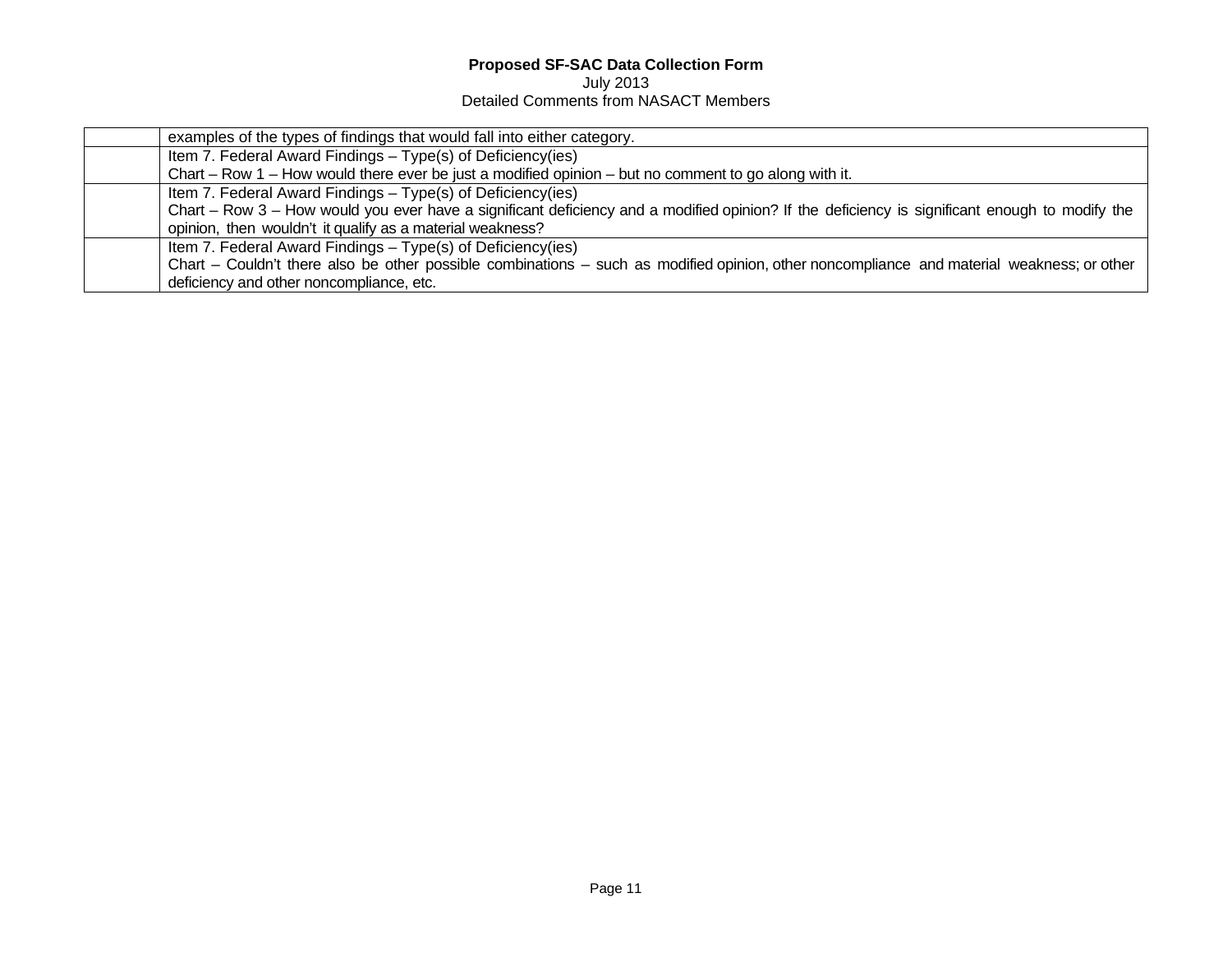| | |
|---|---|
| | examples of the types of findings that would fall into either category. |
| | Item 7. Federal Award Findings – Type(s) of Deficiency(ies)<br>Chart – Row 1 – How would there ever be just a modified opinion – but no comment to go along with it. |
| | Item 7. Federal Award Findings – Type(s) of Deficiency(ies)<br>Chart – Row 3 – How would you ever have a significant deficiency and a modified opinion? If the deficiency is significant enough to modify the opinion, then wouldn't it qualify as a material weakness? |
| | Item 7. Federal Award Findings – Type(s) of Deficiency(ies)<br>Chart – Couldn't there also be other possible combinations – such as modified opinion, other noncompliance and material weakness; or other deficiency and other noncompliance, etc. |